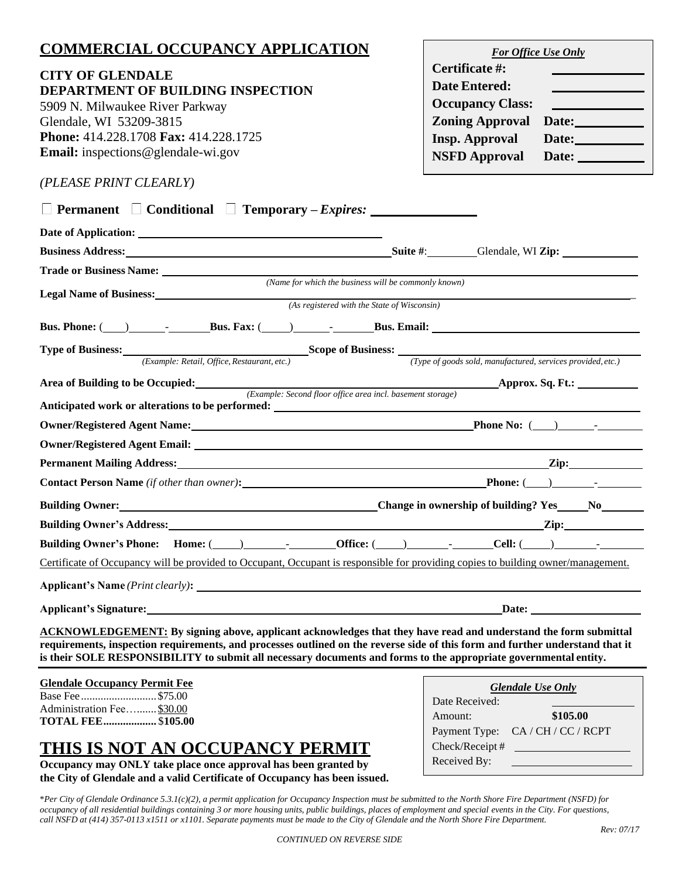# COMMERCIAL OCCUPANCY APPLICATION

**CITY OF GLENDALE**
**DEPARTMENT OF BUILDING INSPECTION**
5909 N. Milwaukee River Parkway
Glendale, WI 53209-3815
**Phone:** 414.228.1708 **Fax:** 414.228.1725
**Email:** inspections@glendale-wi.gov

| *For Office Use Only* | |
|---|---|
| **Certificate #:** | |
| **Date Entered:** | |
| **Occupancy Class:** | |
| **Zoning Approval** | **Date:** |
| **Insp. Approval** | **Date:** |
| **NSFD Approval** | **Date:** |

*(PLEASE PRINT CLEARLY)*

☐ **Permanent** ☐ **Conditional** ☐ **Temporary** – ***Expires:*** ______________

**Date of Application:** ______________________________

**Business Address:** ______________________________ **Suite #**: ________ Glendale, WI **Zip:** __________

**Trade or Business Name:** ______________________________
*(Name for which the business will be commonly known)*

**Legal Name of Business:** ______________________________
*(As registered with the State of Wisconsin)*

**Bus. Phone:** ( ) - **Bus. Fax:** ( ) - **Bus. Email:** ______________________________

**Type of Business:** ______________________________ **Scope of Business:** ______________________________
*(Example: Retail, Office, Restaurant, etc.)* *(Type of goods sold, manufactured, services provided, etc.)*

**Area of Building to be Occupied:** ______________________________ **Approx. Sq. Ft.:** __________
*(Example: Second floor office area incl. basement storage)*

**Anticipated work or alterations to be performed:** ______________________________

**Owner/Registered Agent Name:** ______________________________ **Phone No:** ( ) -

**Owner/Registered Agent Email:** ______________________________

**Permanent Mailing Address:** ______________________________ **Zip:** __________

**Contact Person Name** *(if other than owner)***:** ______________________________ **Phone:** ( ) -

**Building Owner:** ______________________________ **Change in ownership of building? Yes** _____ **No** _____

**Building Owner's Address:** ______________________________ **Zip:** __________

**Building Owner's Phone:** **Home:** ( ) - **Office:** ( ) - **Cell:** ( ) -

Certificate of Occupancy will be provided to Occupant, Occupant is responsible for providing copies to building owner/management.

**Applicant's Name** *(Print clearly)***:** ______________________________

**Applicant's Signature:** ______________________________ **Date:** __________

**ACKNOWLEDGEMENT: By signing above, applicant acknowledges that they have read and understand the form submittal requirements, inspection requirements, and processes outlined on the reverse side of this form and further understand that it is their SOLE RESPONSIBILITY to submit all necessary documents and forms to the appropriate governmental entity.**

**Glendale Occupancy Permit Fee**
Base Fee.......................... $75.00
Administration Fee…....... $30.00
**TOTAL FEE.................. $105.00**

| *Glendale Use Only* | |
|---|---|
| Date Received: | |
| Amount: | **$105.00** |
| Payment Type: | CA / CH / CC / RCPT |
| Check/Receipt # | |
| Received By: | |

# THIS IS NOT AN OCCUPANCY PERMIT

**Occupancy may ONLY take place once approval has been granted by the City of Glendale and a valid Certificate of Occupancy has been issued.**

**Per City of Glendale Ordinance 5.3.1(c)(2), a permit application for Occupancy Inspection must be submitted to the North Shore Fire Department (NSFD) for occupancy of all residential buildings containing 3 or more housing units, public buildings, places of employment and special events in the City. For questions, call NSFD at (414) 357-0113 x1511 or x1101. Separate payments must be made to the City of Glendale and the North Shore Fire Department.*

Rev: 07/17

*CONTINUED ON REVERSE SIDE*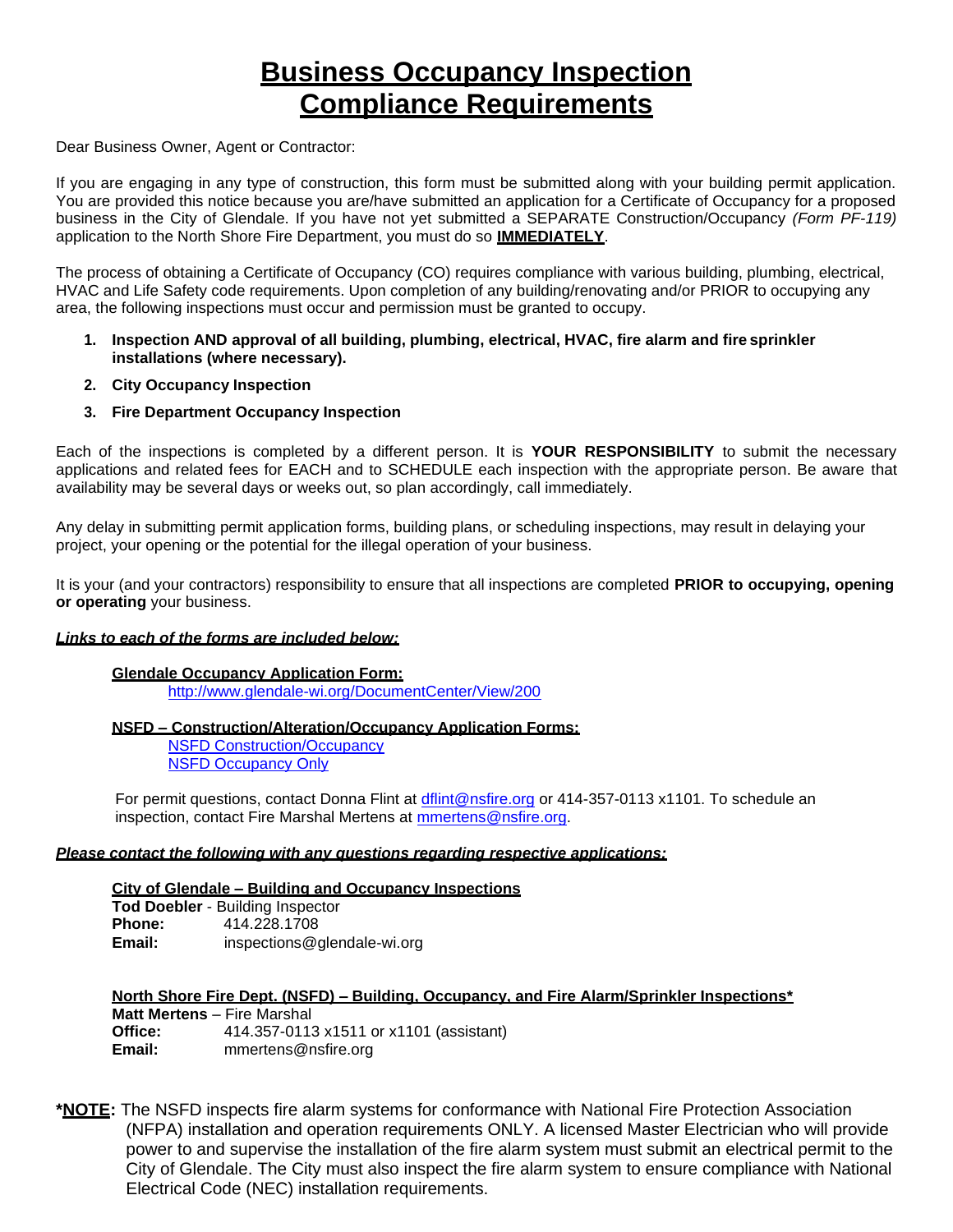# Business Occupancy Inspection Compliance Requirements

Dear Business Owner, Agent or Contractor:

If you are engaging in any type of construction, this form must be submitted along with your building permit application. You are provided this notice because you are/have submitted an application for a Certificate of Occupancy for a proposed business in the City of Glendale. If you have not yet submitted a SEPARATE Construction/Occupancy *(Form PF-119)* application to the North Shore Fire Department, you must do so **IMMEDIATELY**.

The process of obtaining a Certificate of Occupancy (CO) requires compliance with various building, plumbing, electrical, HVAC and Life Safety code requirements. Upon completion of any building/renovating and/or PRIOR to occupying any area, the following inspections must occur and permission must be granted to occupy.

1. **Inspection AND approval of all building, plumbing, electrical, HVAC, fire alarm and fire sprinkler installations (where necessary).**
2. **City Occupancy Inspection**
3. **Fire Department Occupancy Inspection**

Each of the inspections is completed by a different person. It is **YOUR RESPONSIBILITY** to submit the necessary applications and related fees for EACH and to SCHEDULE each inspection with the appropriate person. Be aware that availability may be several days or weeks out, so plan accordingly, call immediately.

Any delay in submitting permit application forms, building plans, or scheduling inspections, may result in delaying your project, your opening or the potential for the illegal operation of your business.

It is your (and your contractors) responsibility to ensure that all inspections are completed **PRIOR to occupying, opening or operating** your business.

***Links to each of the forms are included below:***

**Glendale Occupancy Application Form:**
http://www.glendale-wi.org/DocumentCenter/View/200

**NSFD – Construction/Alteration/Occupancy Application Forms:**
NSFD Construction/Occupancy
NSFD Occupancy Only

For permit questions, contact Donna Flint at dflint@nsfire.org or 414-357-0113 x1101. To schedule an inspection, contact Fire Marshal Mertens at mmertens@nsfire.org.

***Please contact the following with any questions regarding respective applications:***

**City of Glendale – Building and Occupancy Inspections**
**Tod Doebler** - Building Inspector
**Phone:** 414.228.1708
**Email:** inspections@glendale-wi.org

**North Shore Fire Dept. (NSFD) – Building, Occupancy, and Fire Alarm/Sprinkler Inspections***
**Matt Mertens** – Fire Marshal
**Office:** 414.357-0113 x1511 or x1101 (assistant)
**Email:** mmertens@nsfire.org

***NOTE:** The NSFD inspects fire alarm systems for conformance with National Fire Protection Association (NFPA) installation and operation requirements ONLY. A licensed Master Electrician who will provide power to and supervise the installation of the fire alarm system must submit an electrical permit to the City of Glendale. The City must also inspect the fire alarm system to ensure compliance with National Electrical Code (NEC) installation requirements.